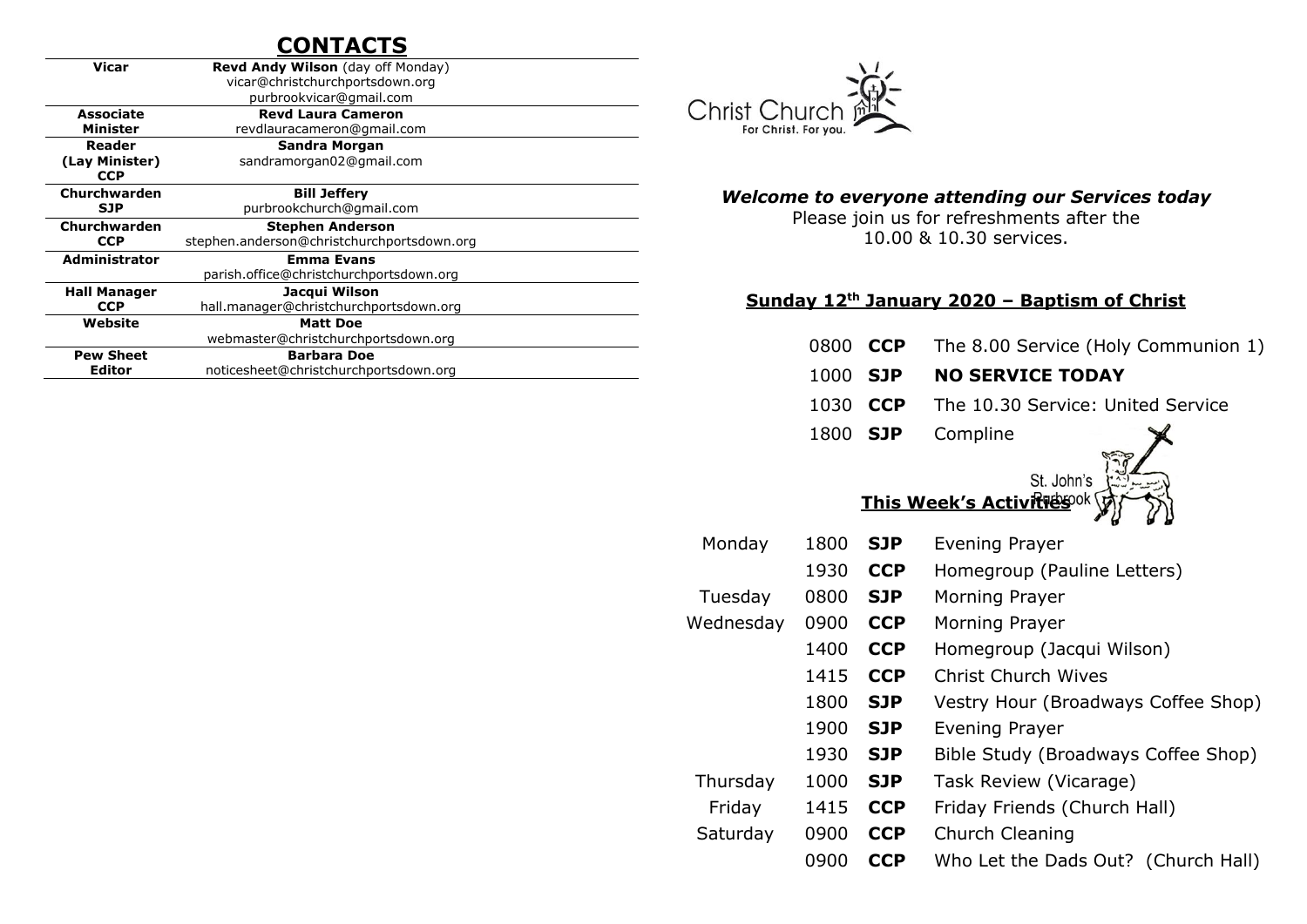# CONTACTS

| | |
|---|---|
| **Vicar** | **Revd Andy Wilson** (day off Monday)<br>vicar@christchurchportsdown.org<br>purbrookvicar@gmail.com |
| **Associate Minister** | **Revd Laura Cameron**<br>revdlauracameron@gmail.com |
| **Reader (Lay Minister) CCP** | **Sandra Morgan**<br>sandramorgan02@gmail.com |
| **Churchwarden SJP** | **Bill Jeffery**<br>purbrookchurch@gmail.com |
| **Churchwarden CCP** | **Stephen Anderson**<br>stephen.anderson@christchurchportsdown.org |
| **Administrator** | **Emma Evans**<br>parish.office@christchurchportsdown.org |
| **Hall Manager CCP** | **Jacqui Wilson**<br>hall.manager@christchurchportsdown.org |
| **Website** | **Matt Doe**<br>webmaster@christchurchportsdown.org |
| **Pew Sheet Editor** | **Barbara Doe**<br>noticesheet@christchurchportsdown.org |

Christ Church
For Christ. For you.

***Welcome to everyone attending our Services today***

Please join us for refreshments after the 10.00 & 10.30 services.

## Sunday 12th January 2020 – Baptism of Christ

| | | |
|---|---|---|
| 0800 | **CCP** | The 8.00 Service (Holy Communion 1) |
| 1000 | **SJP** | **NO SERVICE TODAY** |
| 1030 | **CCP** | The 10.30 Service: United Service |
| 1800 | **SJP** | Compline |

St. John's Purbrook

## This Week's Activities

| | | | |
|---|---|---|---|
| Monday | 1800 | **SJP** | Evening Prayer |
| | 1930 | **CCP** | Homegroup (Pauline Letters) |
| Tuesday | 0800 | **SJP** | Morning Prayer |
| Wednesday | 0900 | **CCP** | Morning Prayer |
| | 1400 | **CCP** | Homegroup (Jacqui Wilson) |
| | 1415 | **CCP** | Christ Church Wives |
| | 1800 | **SJP** | Vestry Hour (Broadways Coffee Shop) |
| | 1900 | **SJP** | Evening Prayer |
| | 1930 | **SJP** | Bible Study (Broadways Coffee Shop) |
| Thursday | 1000 | **SJP** | Task Review (Vicarage) |
| Friday | 1415 | **CCP** | Friday Friends (Church Hall) |
| Saturday | 0900 | **CCP** | Church Cleaning |
| | 0900 | **CCP** | Who Let the Dads Out? (Church Hall) |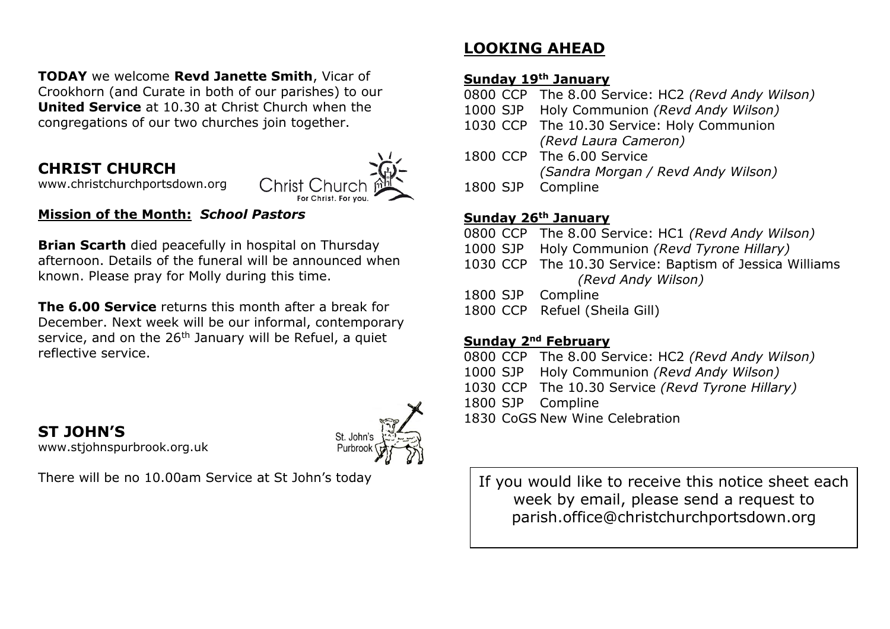**TODAY** we welcome **Revd Janette Smith**, Vicar of Crookhorn (and Curate in both of our parishes) to our **United Service** at 10.30 at Christ Church when the congregations of our two churches join together.

## CHRIST CHURCH

www.christchurchportsdown.org

Christ Church
For Christ. For you.

**Mission of the Month:** ***School Pastors***

**Brian Scarth** died peacefully in hospital on Thursday afternoon. Details of the funeral will be announced when known. Please pray for Molly during this time.

**The 6.00 Service** returns this month after a break for December. Next week will be our informal, contemporary service, and on the 26th January will be Refuel, a quiet reflective service.

## ST JOHN'S

www.stjohnspurbrook.org.uk

St. John's Purbrook

There will be no 10.00am Service at St John's today

## LOOKING AHEAD

**Sunday 19th January**

0800 CCP The 8.00 Service: HC2 *(Revd Andy Wilson)*
1000 SJP Holy Communion *(Revd Andy Wilson)*
1030 CCP The 10.30 Service: Holy Communion *(Revd Laura Cameron)*
1800 CCP The 6.00 Service *(Sandra Morgan / Revd Andy Wilson)*
1800 SJP Compline

**Sunday 26th January**

0800 CCP The 8.00 Service: HC1 *(Revd Andy Wilson)*
1000 SJP Holy Communion *(Revd Tyrone Hillary)*
1030 CCP The 10.30 Service: Baptism of Jessica Williams *(Revd Andy Wilson)*
1800 SJP Compline
1800 CCP Refuel (Sheila Gill)

**Sunday 2nd February**

0800 CCP The 8.00 Service: HC2 *(Revd Andy Wilson)*
1000 SJP Holy Communion *(Revd Andy Wilson)*
1030 CCP The 10.30 Service *(Revd Tyrone Hillary)*
1800 SJP Compline
1830 CoGS New Wine Celebration

If you would like to receive this notice sheet each week by email, please send a request to parish.office@christchurchportsdown.org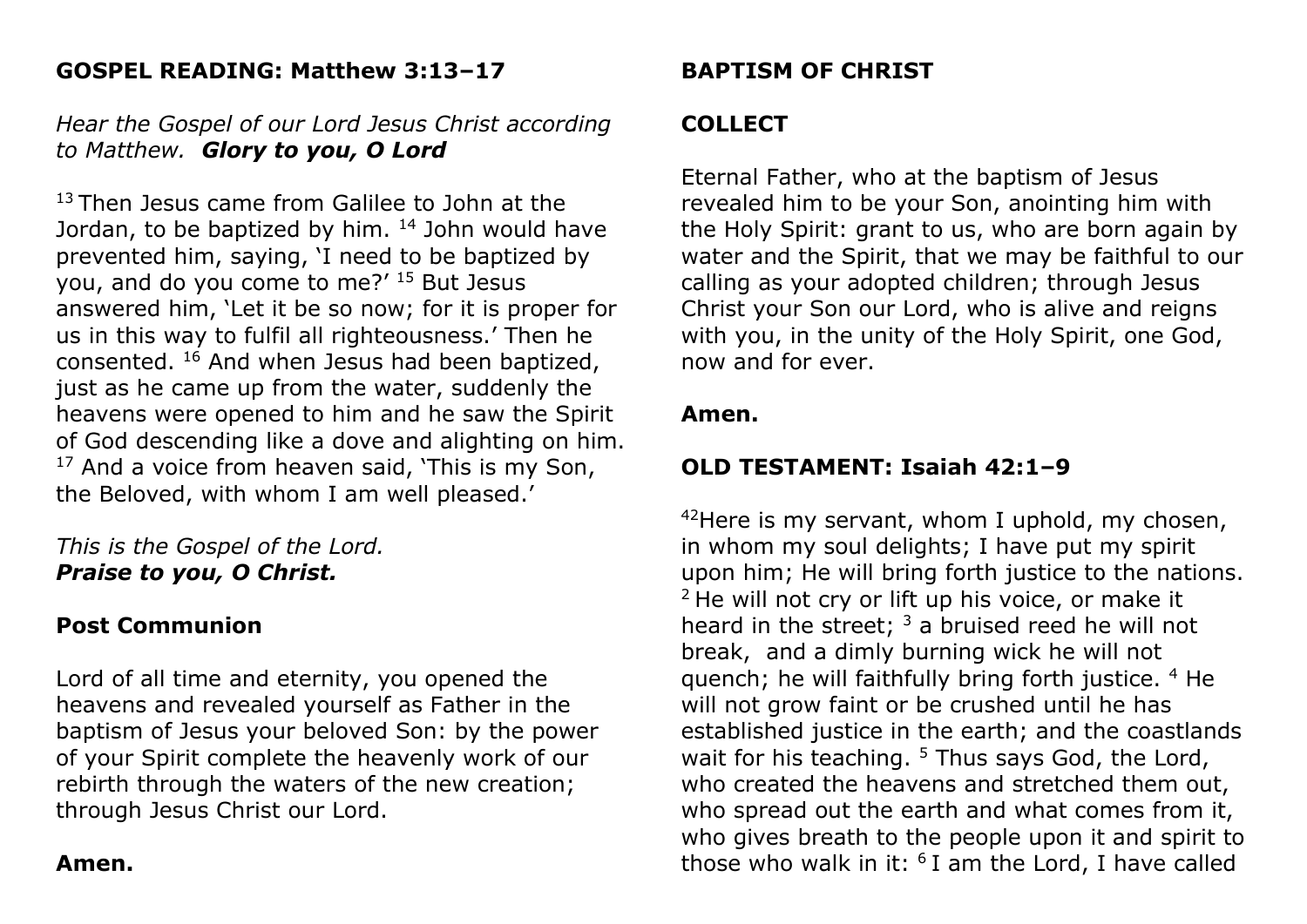**GOSPEL READING: Matthew 3:13–17**

*Hear the Gospel of our Lord Jesus Christ according to Matthew.* ***Glory to you, O Lord***

13 Then Jesus came from Galilee to John at the Jordan, to be baptized by him. 14 John would have prevented him, saying, 'I need to be baptized by you, and do you come to me?' 15 But Jesus answered him, 'Let it be so now; for it is proper for us in this way to fulfil all righteousness.' Then he consented. 16 And when Jesus had been baptized, just as he came up from the water, suddenly the heavens were opened to him and he saw the Spirit of God descending like a dove and alighting on him. 17 And a voice from heaven said, 'This is my Son, the Beloved, with whom I am well pleased.'

*This is the Gospel of the Lord.*
***Praise to you, O Christ.***

**Post Communion**

Lord of all time and eternity, you opened the heavens and revealed yourself as Father in the baptism of Jesus your beloved Son: by the power of your Spirit complete the heavenly work of our rebirth through the waters of the new creation; through Jesus Christ our Lord.

**Amen.**

**BAPTISM OF CHRIST**

**COLLECT**

Eternal Father, who at the baptism of Jesus revealed him to be your Son, anointing him with the Holy Spirit: grant to us, who are born again by water and the Spirit, that we may be faithful to our calling as your adopted children; through Jesus Christ your Son our Lord, who is alive and reigns with you, in the unity of the Holy Spirit, one God, now and for ever.

**Amen.**

**OLD TESTAMENT: Isaiah 42:1–9**

42 Here is my servant, whom I uphold, my chosen, in whom my soul delights; I have put my spirit upon him; He will bring forth justice to the nations. 2 He will not cry or lift up his voice, or make it heard in the street; 3 a bruised reed he will not break, and a dimly burning wick he will not quench; he will faithfully bring forth justice. 4 He will not grow faint or be crushed until he has established justice in the earth; and the coastlands wait for his teaching. 5 Thus says God, the Lord, who created the heavens and stretched them out, who spread out the earth and what comes from it, who gives breath to the people upon it and spirit to those who walk in it: 6 I am the Lord, I have called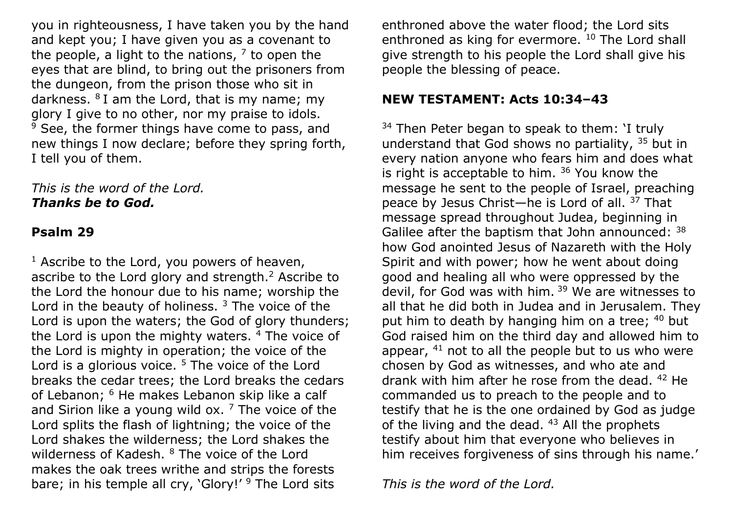you in righteousness, I have taken you by the hand and kept you; I have given you as a covenant to the people, a light to the nations, [7] to open the eyes that are blind, to bring out the prisoners from the dungeon, from the prison those who sit in darkness. [8] I am the Lord, that is my name; my glory I give to no other, nor my praise to idols. [9] See, the former things have come to pass, and new things I now declare; before they spring forth, I tell you of them.

*This is the word of the Lord.*
***Thanks be to God.***

## Psalm 29

[1] Ascribe to the Lord, you powers of heaven, ascribe to the Lord glory and strength.[2] Ascribe to the Lord the honour due to his name; worship the Lord in the beauty of holiness. [3] The voice of the Lord is upon the waters; the God of glory thunders; the Lord is upon the mighty waters. [4] The voice of the Lord is mighty in operation; the voice of the Lord is a glorious voice. [5] The voice of the Lord breaks the cedar trees; the Lord breaks the cedars of Lebanon; [6] He makes Lebanon skip like a calf and Sirion like a young wild ox. [7] The voice of the Lord splits the flash of lightning; the voice of the Lord shakes the wilderness; the Lord shakes the wilderness of Kadesh. [8] The voice of the Lord makes the oak trees writhe and strips the forests bare; in his temple all cry, 'Glory!' [9] The Lord sits enthroned above the water flood; the Lord sits enthroned as king for evermore. [10] The Lord shall give strength to his people the Lord shall give his people the blessing of peace.

## NEW TESTAMENT: Acts 10:34–43

[34] Then Peter began to speak to them: 'I truly understand that God shows no partiality, [35] but in every nation anyone who fears him and does what is right is acceptable to him. [36] You know the message he sent to the people of Israel, preaching peace by Jesus Christ—he is Lord of all. [37] That message spread throughout Judea, beginning in Galilee after the baptism that John announced: [38] how God anointed Jesus of Nazareth with the Holy Spirit and with power; how he went about doing good and healing all who were oppressed by the devil, for God was with him. [39] We are witnesses to all that he did both in Judea and in Jerusalem. They put him to death by hanging him on a tree; [40] but God raised him on the third day and allowed him to appear, [41] not to all the people but to us who were chosen by God as witnesses, and who ate and drank with him after he rose from the dead. [42] He commanded us to preach to the people and to testify that he is the one ordained by God as judge of the living and the dead. [43] All the prophets testify about him that everyone who believes in him receives forgiveness of sins through his name.'

*This is the word of the Lord.*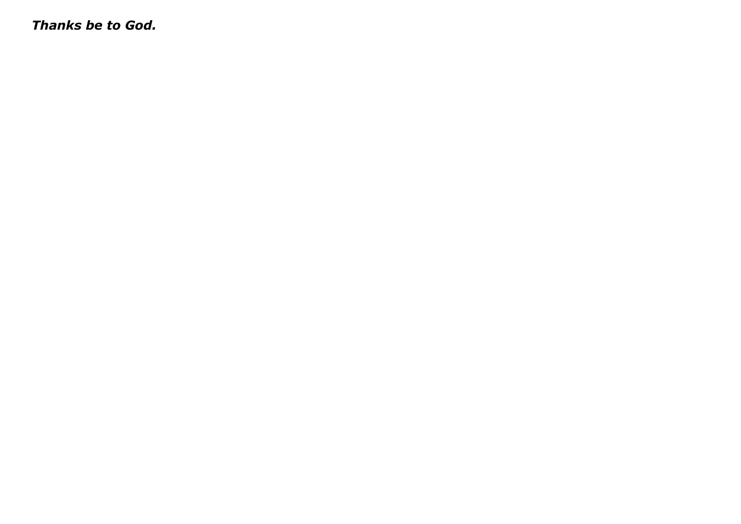***Thanks be to God.***